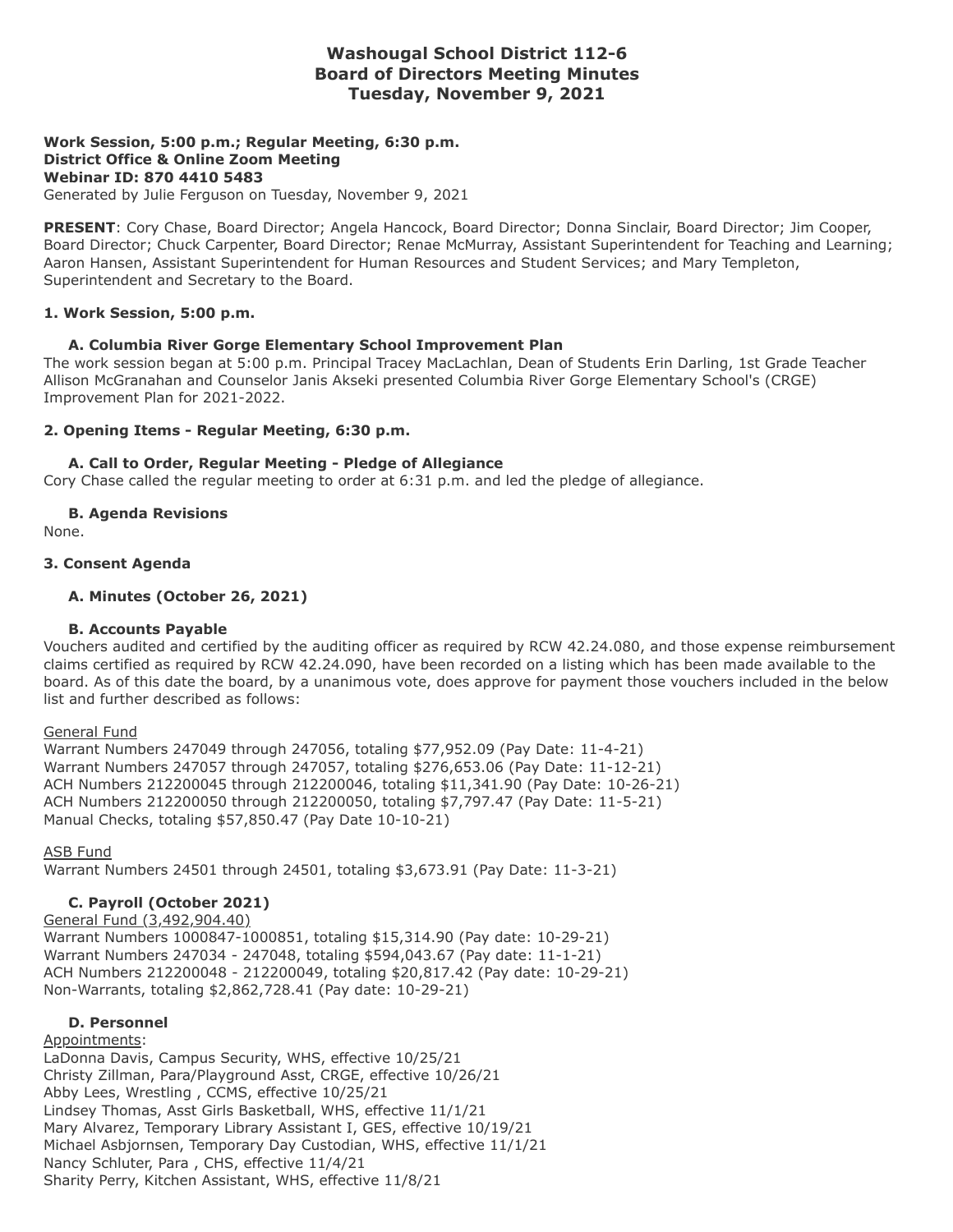# Washougal School District 112-6
# Board of Directors Meeting Minutes
# Tuesday, November 9, 2021

**Work Session, 5:00 p.m.; Regular Meeting, 6:30 p.m.**
**District Office & Online Zoom Meeting**
**Webinar ID: 870 4410 5483**
Generated by Julie Ferguson on Tuesday, November 9, 2021

**PRESENT**: Cory Chase, Board Director; Angela Hancock, Board Director; Donna Sinclair, Board Director; Jim Cooper, Board Director; Chuck Carpenter, Board Director; Renae McMurray, Assistant Superintendent for Teaching and Learning; Aaron Hansen, Assistant Superintendent for Human Resources and Student Services; and Mary Templeton, Superintendent and Secretary to the Board.

### 1. Work Session, 5:00 p.m.

#### A. Columbia River Gorge Elementary School Improvement Plan

The work session began at 5:00 p.m. Principal Tracey MacLachlan, Dean of Students Erin Darling, 1st Grade Teacher Allison McGranahan and Counselor Janis Akseki presented Columbia River Gorge Elementary School's (CRGE) Improvement Plan for 2021-2022.

### 2. Opening Items - Regular Meeting, 6:30 p.m.

#### A. Call to Order, Regular Meeting - Pledge of Allegiance

Cory Chase called the regular meeting to order at 6:31 p.m. and led the pledge of allegiance.

#### B. Agenda Revisions

None.

### 3. Consent Agenda

#### A. Minutes (October 26, 2021)

#### B. Accounts Payable

Vouchers audited and certified by the auditing officer as required by RCW 42.24.080, and those expense reimbursement claims certified as required by RCW 42.24.090, have been recorded on a listing which has been made available to the board. As of this date the board, by a unanimous vote, does approve for payment those vouchers included in the below list and further described as follows:

General Fund
Warrant Numbers 247049 through 247056, totaling $77,952.09 (Pay Date: 11-4-21)
Warrant Numbers 247057 through 247057, totaling $276,653.06 (Pay Date: 11-12-21)
ACH Numbers 212200045 through 212200046, totaling $11,341.90 (Pay Date: 10-26-21)
ACH Numbers 212200050 through 212200050, totaling $7,797.47 (Pay Date: 11-5-21)
Manual Checks, totaling $57,850.47 (Pay Date 10-10-21)

ASB Fund
Warrant Numbers 24501 through 24501, totaling $3,673.91 (Pay Date: 11-3-21)

#### C. Payroll (October 2021)

General Fund (3,492,904.40)
Warrant Numbers 1000847-1000851, totaling $15,314.90 (Pay date: 10-29-21)
Warrant Numbers 247034 - 247048, totaling $594,043.67 (Pay date: 11-1-21)
ACH Numbers 212200048 - 212200049, totaling $20,817.42 (Pay date: 10-29-21)
Non-Warrants, totaling $2,862,728.41 (Pay date: 10-29-21)

#### D. Personnel

Appointments:
LaDonna Davis, Campus Security, WHS, effective 10/25/21
Christy Zillman, Para/Playground Asst, CRGE, effective 10/26/21
Abby Lees, Wrestling , CCMS, effective 10/25/21
Lindsey Thomas, Asst Girls Basketball, WHS, effective 11/1/21
Mary Alvarez, Temporary Library Assistant I, GES, effective 10/19/21
Michael Asbjornsen, Temporary Day Custodian, WHS, effective 11/1/21
Nancy Schluter, Para , CHS, effective 11/4/21
Sharity Perry, Kitchen Assistant, WHS, effective 11/8/21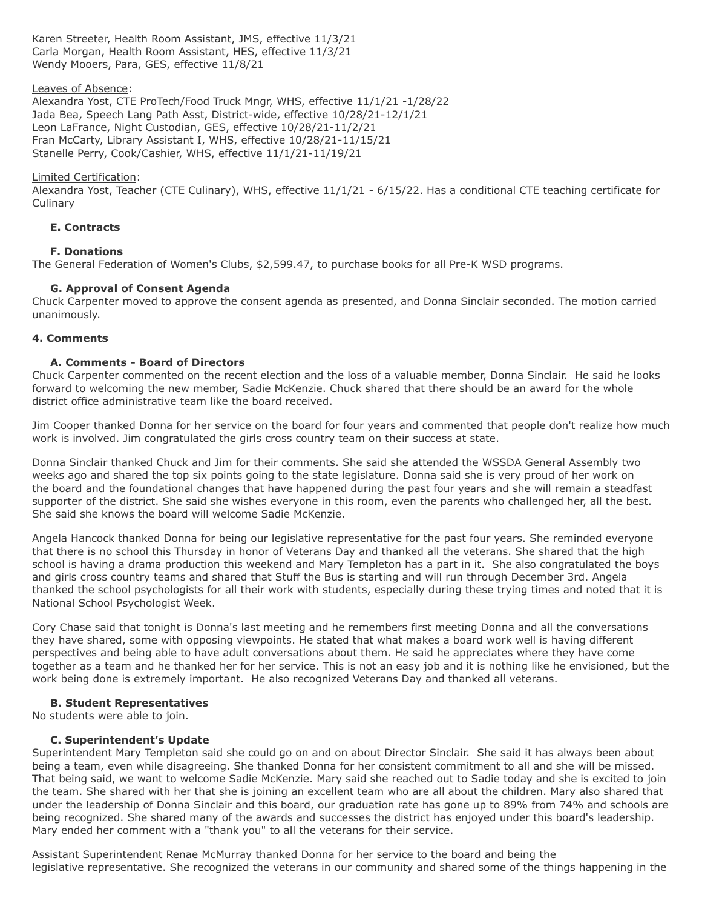Karen Streeter, Health Room Assistant, JMS, effective 11/3/21
Carla Morgan, Health Room Assistant, HES, effective 11/3/21
Wendy Mooers, Para, GES, effective 11/8/21

Leaves of Absence:
Alexandra Yost, CTE ProTech/Food Truck Mngr, WHS, effective 11/1/21 -1/28/22
Jada Bea, Speech Lang Path Asst, District-wide, effective 10/28/21-12/1/21
Leon LaFrance, Night Custodian, GES, effective 10/28/21-11/2/21
Fran McCarty, Library Assistant I, WHS, effective 10/28/21-11/15/21
Stanelle Perry, Cook/Cashier, WHS, effective 11/1/21-11/19/21

Limited Certification:
Alexandra Yost, Teacher (CTE Culinary), WHS, effective 11/1/21 - 6/15/22. Has a conditional CTE teaching certificate for Culinary

**E. Contracts**

**F. Donations**

The General Federation of Women's Clubs, $2,599.47, to purchase books for all Pre-K WSD programs.

**G. Approval of Consent Agenda**

Chuck Carpenter moved to approve the consent agenda as presented, and Donna Sinclair seconded. The motion carried unanimously.

**4. Comments**

**A. Comments - Board of Directors**

Chuck Carpenter commented on the recent election and the loss of a valuable member, Donna Sinclair. He said he looks forward to welcoming the new member, Sadie McKenzie. Chuck shared that there should be an award for the whole district office administrative team like the board received.

Jim Cooper thanked Donna for her service on the board for four years and commented that people don't realize how much work is involved. Jim congratulated the girls cross country team on their success at state.

Donna Sinclair thanked Chuck and Jim for their comments. She said she attended the WSSDA General Assembly two weeks ago and shared the top six points going to the state legislature. Donna said she is very proud of her work on the board and the foundational changes that have happened during the past four years and she will remain a steadfast supporter of the district. She said she wishes everyone in this room, even the parents who challenged her, all the best. She said she knows the board will welcome Sadie McKenzie.

Angela Hancock thanked Donna for being our legislative representative for the past four years. She reminded everyone that there is no school this Thursday in honor of Veterans Day and thanked all the veterans. She shared that the high school is having a drama production this weekend and Mary Templeton has a part in it. She also congratulated the boys and girls cross country teams and shared that Stuff the Bus is starting and will run through December 3rd. Angela thanked the school psychologists for all their work with students, especially during these trying times and noted that it is National School Psychologist Week.

Cory Chase said that tonight is Donna's last meeting and he remembers first meeting Donna and all the conversations they have shared, some with opposing viewpoints. He stated that what makes a board work well is having different perspectives and being able to have adult conversations about them. He said he appreciates where they have come together as a team and he thanked her for her service. This is not an easy job and it is nothing like he envisioned, but the work being done is extremely important. He also recognized Veterans Day and thanked all veterans.

**B. Student Representatives**

No students were able to join.

**C. Superintendent's Update**

Superintendent Mary Templeton said she could go on and on about Director Sinclair. She said it has always been about being a team, even while disagreeing. She thanked Donna for her consistent commitment to all and she will be missed. That being said, we want to welcome Sadie McKenzie. Mary said she reached out to Sadie today and she is excited to join the team. She shared with her that she is joining an excellent team who are all about the children. Mary also shared that under the leadership of Donna Sinclair and this board, our graduation rate has gone up to 89% from 74% and schools are being recognized. She shared many of the awards and successes the district has enjoyed under this board's leadership. Mary ended her comment with a "thank you" to all the veterans for their service.

Assistant Superintendent Renae McMurray thanked Donna for her service to the board and being the legislative representative. She recognized the veterans in our community and shared some of the things happening in the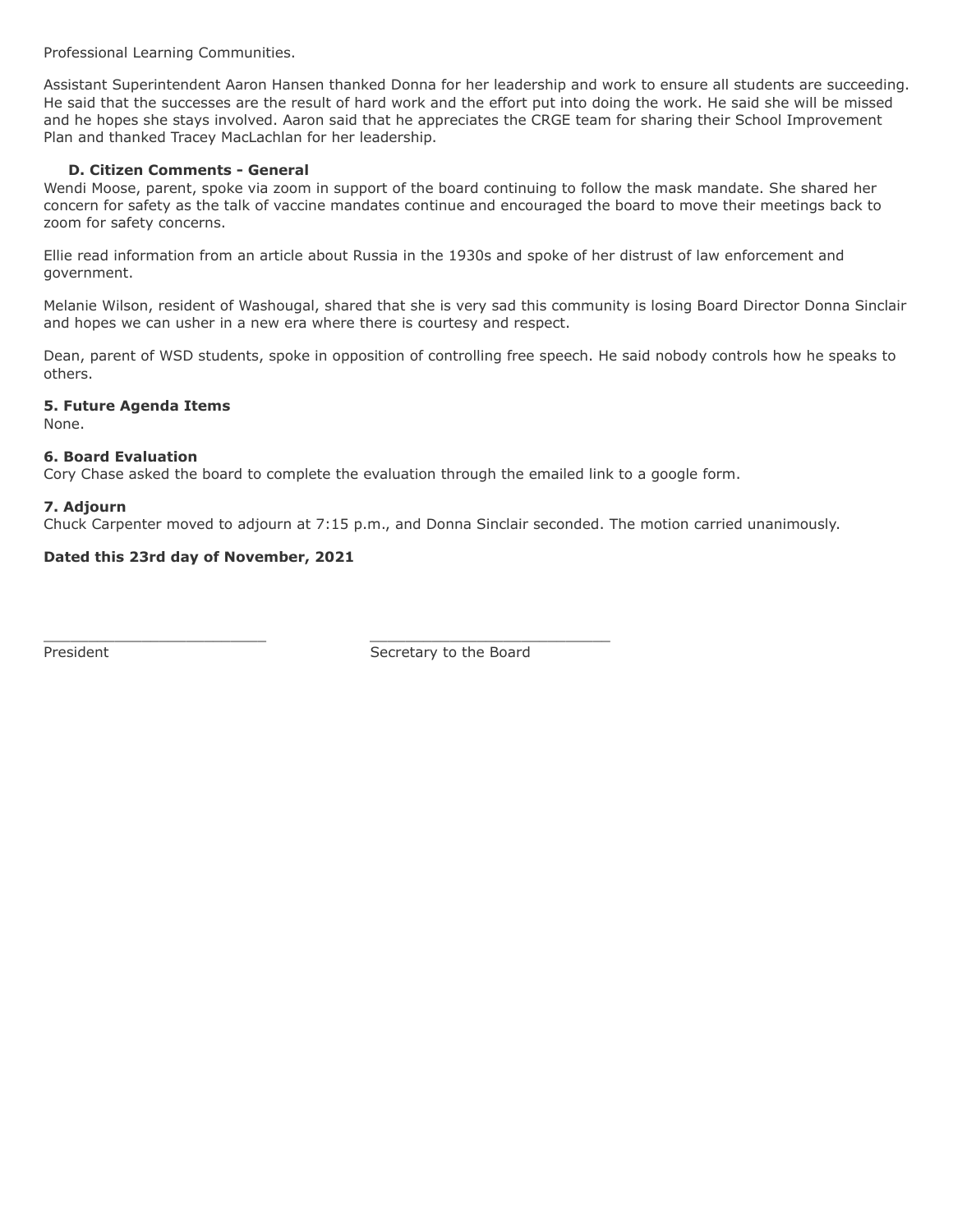Professional Learning Communities.

Assistant Superintendent Aaron Hansen thanked Donna for her leadership and work to ensure all students are succeeding. He said that the successes are the result of hard work and the effort put into doing the work. He said she will be missed and he hopes she stays involved. Aaron said that he appreciates the CRGE team for sharing their School Improvement Plan and thanked Tracey MacLachlan for her leadership.

**D. Citizen Comments - General**

Wendi Moose, parent, spoke via zoom in support of the board continuing to follow the mask mandate. She shared her concern for safety as the talk of vaccine mandates continue and encouraged the board to move their meetings back to zoom for safety concerns.

Ellie read information from an article about Russia in the 1930s and spoke of her distrust of law enforcement and government.

Melanie Wilson, resident of Washougal, shared that she is very sad this community is losing Board Director Donna Sinclair and hopes we can usher in a new era where there is courtesy and respect.

Dean, parent of WSD students, spoke in opposition of controlling free speech. He said nobody controls how he speaks to others.

**5. Future Agenda Items**

None.

**6. Board Evaluation**

Cory Chase asked the board to complete the evaluation through the emailed link to a google form.

**7. Adjourn**

Chuck Carpenter moved to adjourn at 7:15 p.m., and Donna Sinclair seconded. The motion carried unanimously.

**Dated this 23rd day of November, 2021**

_________________________ ___________________________

President Secretary to the Board